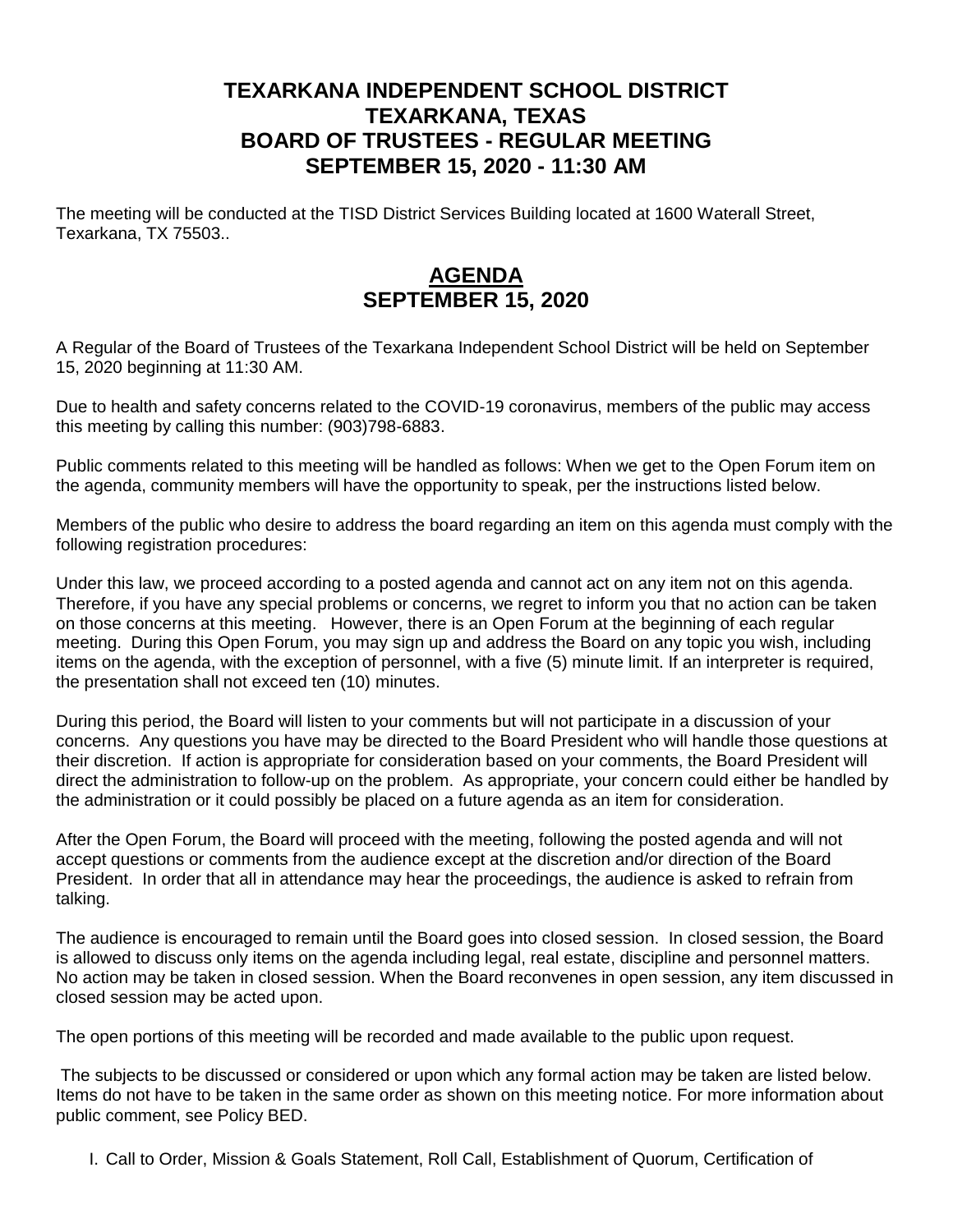# TEXARKANA INDEPENDENT SCHOOL DISTRICT
# TEXARKANA, TEXAS
# BOARD OF TRUSTEES - REGULAR MEETING
# SEPTEMBER 15, 2020 - 11:30 AM

The meeting will be conducted at the TISD District Services Building located at 1600 Waterall Street, Texarkana, TX 75503..

## AGENDA
## SEPTEMBER 15, 2020

A Regular of the Board of Trustees of the Texarkana Independent School District will be held on September 15, 2020 beginning at 11:30 AM.

Due to health and safety concerns related to the COVID-19 coronavirus, members of the public may access this meeting by calling this number: (903)798-6883.

Public comments related to this meeting will be handled as follows: When we get to the Open Forum item on the agenda, community members will have the opportunity to speak, per the instructions listed below.

Members of the public who desire to address the board regarding an item on this agenda must comply with the following registration procedures:

Under this law, we proceed according to a posted agenda and cannot act on any item not on this agenda. Therefore, if you have any special problems or concerns, we regret to inform you that no action can be taken on those concerns at this meeting. However, there is an Open Forum at the beginning of each regular meeting. During this Open Forum, you may sign up and address the Board on any topic you wish, including items on the agenda, with the exception of personnel, with a five (5) minute limit. If an interpreter is required, the presentation shall not exceed ten (10) minutes.

During this period, the Board will listen to your comments but will not participate in a discussion of your concerns. Any questions you have may be directed to the Board President who will handle those questions at their discretion. If action is appropriate for consideration based on your comments, the Board President will direct the administration to follow-up on the problem. As appropriate, your concern could either be handled by the administration or it could possibly be placed on a future agenda as an item for consideration.

After the Open Forum, the Board will proceed with the meeting, following the posted agenda and will not accept questions or comments from the audience except at the discretion and/or direction of the Board President. In order that all in attendance may hear the proceedings, the audience is asked to refrain from talking.

The audience is encouraged to remain until the Board goes into closed session. In closed session, the Board is allowed to discuss only items on the agenda including legal, real estate, discipline and personnel matters. No action may be taken in closed session. When the Board reconvenes in open session, any item discussed in closed session may be acted upon.

The open portions of this meeting will be recorded and made available to the public upon request.

The subjects to be discussed or considered or upon which any formal action may be taken are listed below. Items do not have to be taken in the same order as shown on this meeting notice. For more information about public comment, see Policy BED.

I. Call to Order, Mission & Goals Statement, Roll Call, Establishment of Quorum, Certification of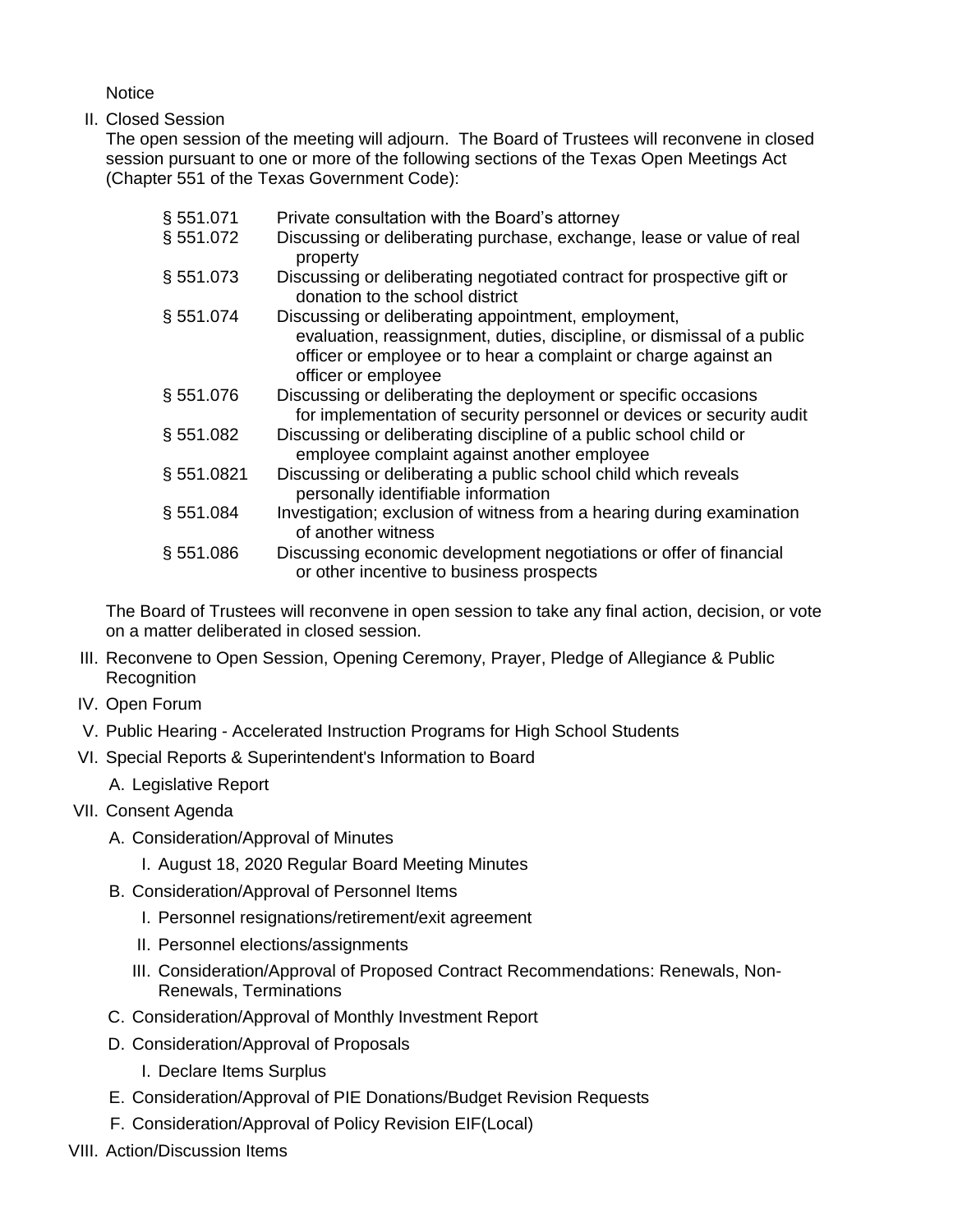Notice

II. Closed Session

The open session of the meeting will adjourn. The Board of Trustees will reconvene in closed session pursuant to one or more of the following sections of the Texas Open Meetings Act (Chapter 551 of the Texas Government Code):

| | |
|---|---|
| § 551.071 | Private consultation with the Board's attorney |
| § 551.072 | Discussing or deliberating purchase, exchange, lease or value of real property |
| § 551.073 | Discussing or deliberating negotiated contract for prospective gift or donation to the school district |
| § 551.074 | Discussing or deliberating appointment, employment, evaluation, reassignment, duties, discipline, or dismissal of a public officer or employee or to hear a complaint or charge against an officer or employee |
| § 551.076 | Discussing or deliberating the deployment or specific occasions for implementation of security personnel or devices or security audit |
| § 551.082 | Discussing or deliberating discipline of a public school child or employee complaint against another employee |
| § 551.0821 | Discussing or deliberating a public school child which reveals personally identifiable information |
| § 551.084 | Investigation; exclusion of witness from a hearing during examination of another witness |
| § 551.086 | Discussing economic development negotiations or offer of financial or other incentive to business prospects |

The Board of Trustees will reconvene in open session to take any final action, decision, or vote on a matter deliberated in closed session.

III. Reconvene to Open Session, Opening Ceremony, Prayer, Pledge of Allegiance & Public Recognition

IV. Open Forum

V. Public Hearing - Accelerated Instruction Programs for High School Students

VI. Special Reports & Superintendent's Information to Board

   A. Legislative Report

VII. Consent Agenda

   A. Consideration/Approval of Minutes

      I. August 18, 2020 Regular Board Meeting Minutes

   B. Consideration/Approval of Personnel Items

      I. Personnel resignations/retirement/exit agreement

      II. Personnel elections/assignments

      III. Consideration/Approval of Proposed Contract Recommendations: Renewals, Non-Renewals, Terminations

   C. Consideration/Approval of Monthly Investment Report

   D. Consideration/Approval of Proposals

      I. Declare Items Surplus

   E. Consideration/Approval of PIE Donations/Budget Revision Requests

   F. Consideration/Approval of Policy Revision EIF(Local)

VIII. Action/Discussion Items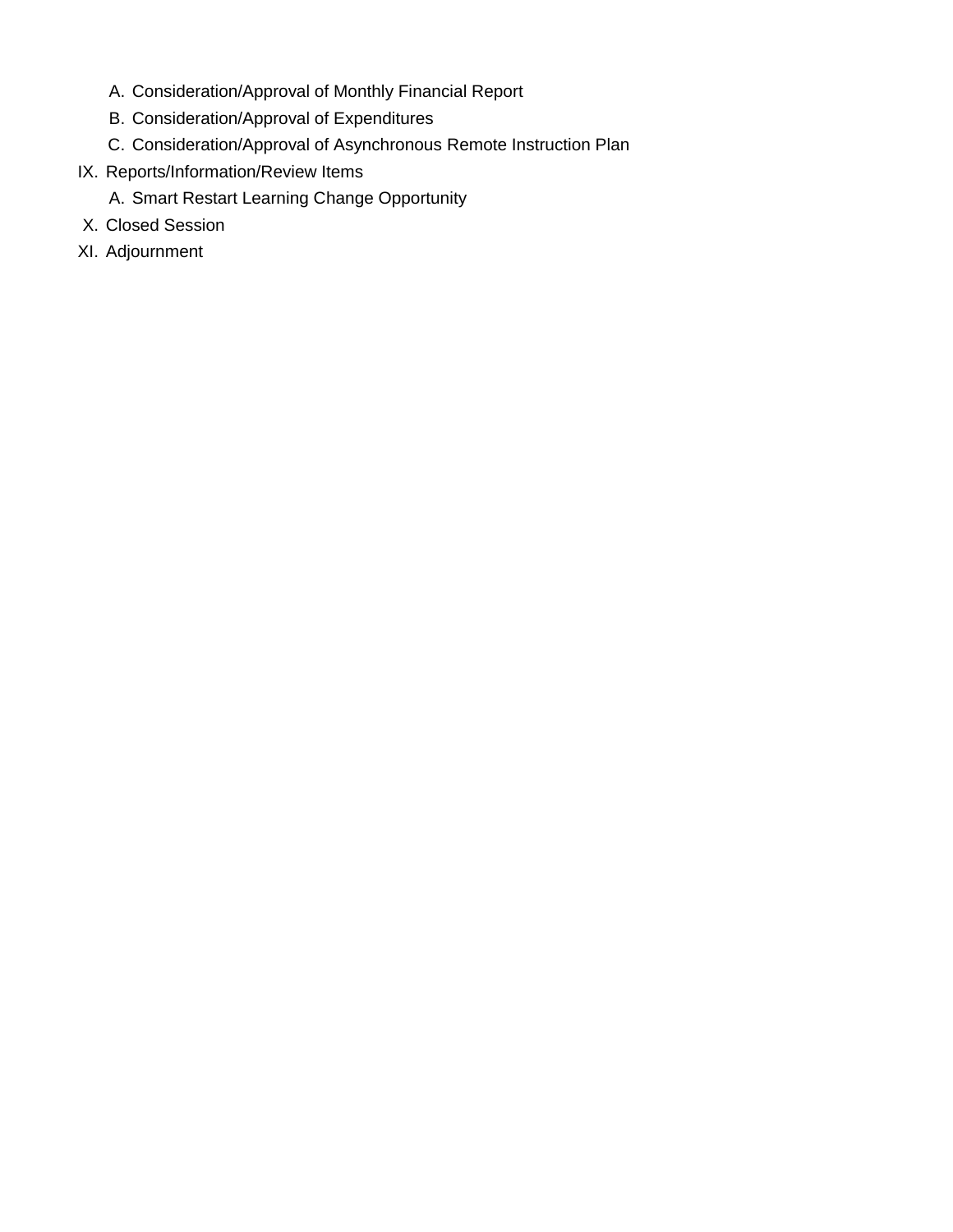A. Consideration/Approval of Monthly Financial Report
   B. Consideration/Approval of Expenditures
   C. Consideration/Approval of Asynchronous Remote Instruction Plan

IX. Reports/Information/Review Items
   A. Smart Restart Learning Change Opportunity

X. Closed Session

XI. Adjournment